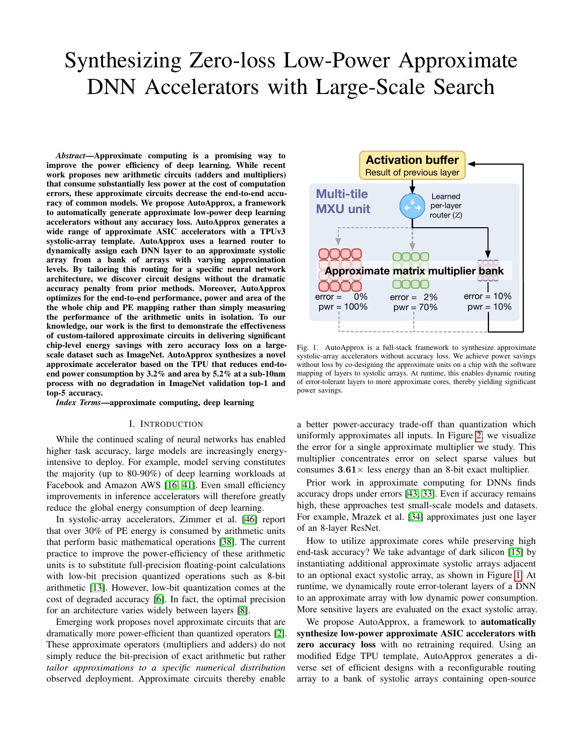# Synthesizing Zero-loss Low-Power Approximate DNN Accelerators with Large-Scale Search

***Abstract*—Approximate computing is a promising way to improve the power efficiency of deep learning. While recent work proposes new arithmetic circuits (adders and multipliers) that consume substantially less power at the cost of computation errors, these approximate circuits decrease the end-to-end accuracy of common models. We propose AutoApprox, a framework to automatically generate approximate low-power deep learning accelerators without any accuracy loss. AutoApprox generates a wide range of approximate ASIC accelerators with a TPUv3 systolic-array template. AutoApprox uses a learned router to dynamically assign each DNN layer to an approximate systolic array from a bank of arrays with varying approximation levels. By tailoring this routing for a specific neural network architecture, we discover circuit designs without the dramatic accuracy penalty from prior methods. Moreover, AutoApprox optimizes for the end-to-end performance, power and area of the the whole chip and PE mapping rather than simply measuring the performance of the arithmetic units in isolation. To our knowledge, our work is the first to demonstrate the effectiveness of custom-tailored approximate circuits in delivering significant chip-level energy savings with zero accuracy loss on a large-scale dataset such as ImageNet. AutoApprox synthesizes a novel approximate accelerator based on the TPU that reduces end-to-end power consumption by 3.2% and area by 5.2% at a sub-10nm process with no degradation in ImageNet validation top-1 and top-5 accuracy.**

***Index Terms*—approximate computing, deep learning**

Activation buffer
Result of previous layer
Multi-tile MXU unit
Learned per-layer router ($Z$)
Approximate matrix multiplier bank
error = 0%
pwr = 100%
error = 2%
pwr = 70%
error = 10%
pwr = 10%

Fig. 1. AutoApprox is a full-stack framework to synthesize approximate systolic-array accelerators without accuracy loss. We achieve power savings without loss by co-designing the approximate units on a chip with the software mapping of layers to systolic arrays. At runtime, this enables dynamic routing of error-tolerant layers to more approximate cores, thereby yielding significant power savings.

## I. Introduction

While the continued scaling of neural networks has enabled higher task accuracy, large models are increasingly energy-intensive to deploy. For example, model serving constitutes the majority (up to 80-90%) of deep learning workloads at Facebook and Amazon AWS [16, 41]. Even small efficiency improvements in inference accelerators will therefore greatly reduce the global energy consumption of deep learning.

In systolic-array accelerators, Zimmer et al. [46] report that over 30% of PE energy is consumed by arithmetic units that perform basic mathematical operations [38]. The current practice to improve the power-efficiency of these arithmetic units is to substitute full-precision floating-point calculations with low-bit precision quantized operations such as 8-bit arithmetic [13]. However, low-bit quantization comes at the cost of degraded accuracy [6]. In fact, the optimal precision for an architecture varies widely between layers [8].

Emerging work proposes novel approximate circuits that are dramatically more power-efficient than quantized operators [2]. These approximate operators (multipliers and adders) do not simply reduce the bit-precision of exact arithmetic but rather *tailor approximations to a specific numerical distribution* observed deployment. Approximate circuits thereby enable a better power-accuracy trade-off than quantization which uniformly approximates all inputs. In Figure 2, we visualize the error for a single approximate multiplier we study. This multiplier concentrates error on select sparse values but consumes **3.61**$\times$ less energy than an 8-bit exact multiplier.

Prior work in approximate computing for DNNs finds accuracy drops under errors [43, 33]. Even if accuracy remains high, these approaches test small-scale models and datasets. For example, Mrazek et al. [34] approximates just one layer of an 8-layer ResNet.

How to utilize approximate cores while preserving high end-task accuracy? We take advantage of dark silicon [15] by instantiating additional approximate systolic arrays adjacent to an optional exact systolic array, as shown in Figure 1. At runtime, we dynamically route error-tolerant layers of a DNN to an approximate array with low dynamic power consumption. More sensitive layers are evaluated on the exact systolic array.

We propose AutoApprox, a framework to **automatically synthesize low-power approximate ASIC accelerators with zero accuracy loss** with no retraining required. Using an modified Edge TPU template, AutoApprox generates a diverse set of efficient designs with a reconfigurable routing array to a bank of systolic arrays containing open-source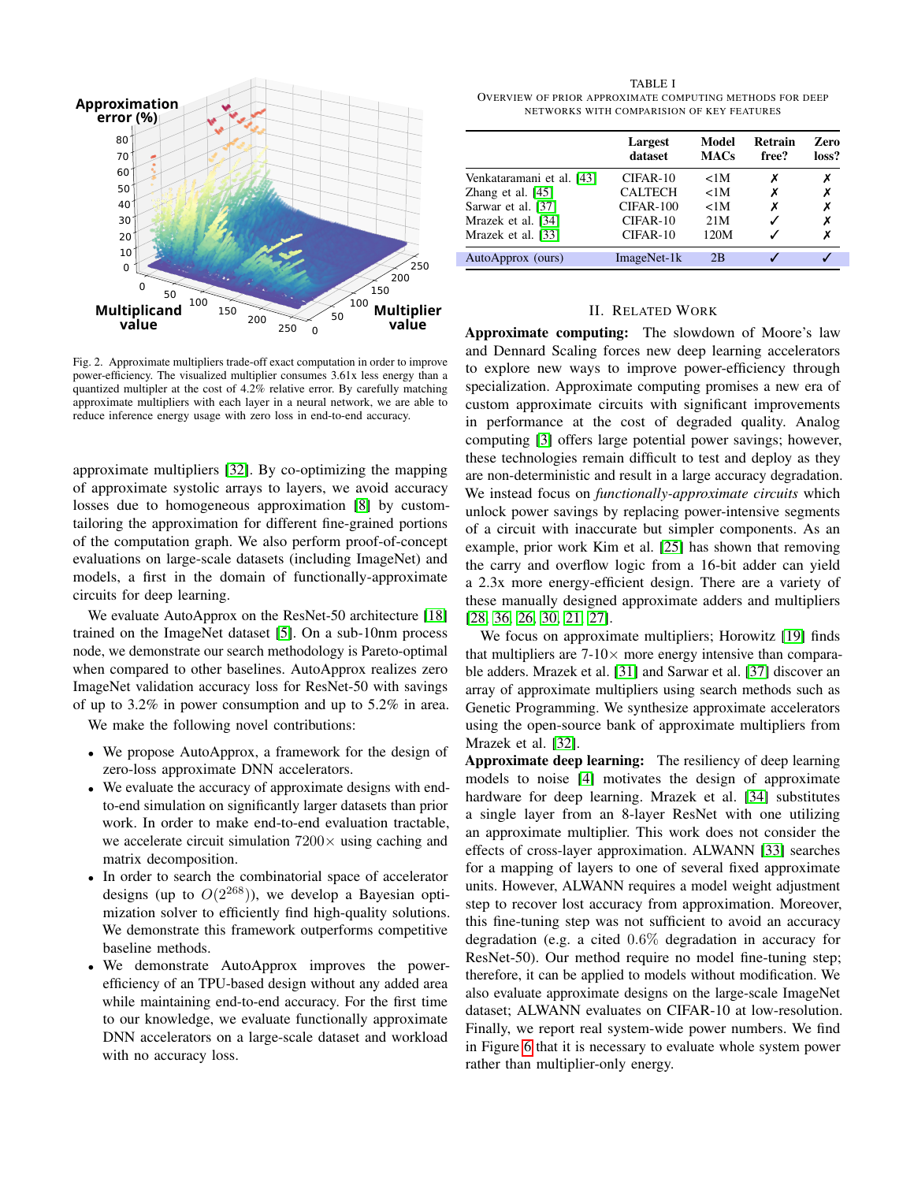Approximation error (%)

80
70
60
50
40
30
20
10
0

0
50
100
150
200
250

Multiplicand value

0
50
100
150
200
250

Multiplier value

Fig. 2. Approximate multipliers trade-off exact computation in order to improve power-efficiency. The visualized multiplier consumes 3.61x less energy than a quantized multipler at the cost of 4.2% relative error. By carefully matching approximate multipliers with each layer in a neural network, we are able to reduce inference energy usage with zero loss in end-to-end accuracy.

approximate multipliers [32]. By co-optimizing the mapping of approximate systolic arrays to layers, we avoid accuracy losses due to homogeneous approximation [8] by custom-tailoring the approximation for different fine-grained portions of the computation graph. We also perform proof-of-concept evaluations on large-scale datasets (including ImageNet) and models, a first in the domain of functionally-approximate circuits for deep learning.

We evaluate AutoApprox on the ResNet-50 architecture [18] trained on the ImageNet dataset [5]. On a sub-10nm process node, we demonstrate our search methodology is Pareto-optimal when compared to other baselines. AutoApprox realizes zero ImageNet validation accuracy loss for ResNet-50 with savings of up to 3.2% in power consumption and up to 5.2% in area.

We make the following novel contributions:

- We propose AutoApprox, a framework for the design of zero-loss approximate DNN accelerators.
- We evaluate the accuracy of approximate designs with end-to-end simulation on significantly larger datasets than prior work. In order to make end-to-end evaluation tractable, we accelerate circuit simulation 7200× using caching and matrix decomposition.
- In order to search the combinatorial space of accelerator designs (up to $O(2^{268})$), we develop a Bayesian optimization solver to efficiently find high-quality solutions. We demonstrate this framework outperforms competitive baseline methods.
- We demonstrate AutoApprox improves the power-efficiency of an TPU-based design without any added area while maintaining end-to-end accuracy. For the first time to our knowledge, we evaluate functionally approximate DNN accelerators on a large-scale dataset and workload with no accuracy loss.

TABLE I
OVERVIEW OF PRIOR APPROXIMATE COMPUTING METHODS FOR DEEP NETWORKS WITH COMPARISION OF KEY FEATURES

| | Largest dataset | Model MACs | Retrain free? | Zero loss? |
|---|---|---|---|---|
| Venkataramani et al. [43] | CIFAR-10 | <1M | ✗ | ✗ |
| Zhang et al. [45] | CALTECH | <1M | ✗ | ✗ |
| Sarwar et al. [37] | CIFAR-100 | <1M | ✗ | ✗ |
| Mrazek et al. [34] | CIFAR-10 | 21M | ✓ | ✗ |
| Mrazek et al. [33] | CIFAR-10 | 120M | ✓ | ✗ |
| AutoApprox (ours) | ImageNet-1k | 2B | ✓ | ✓ |

## II. Related Work

**Approximate computing:** The slowdown of Moore's law and Dennard Scaling forces new deep learning accelerators to explore new ways to improve power-efficiency through specialization. Approximate computing promises a new era of custom approximate circuits with significant improvements in performance at the cost of degraded quality. Analog computing [3] offers large potential power savings; however, these technologies remain difficult to test and deploy as they are non-deterministic and result in a large accuracy degradation. We instead focus on *functionally-approximate circuits* which unlock power savings by replacing power-intensive segments of a circuit with inaccurate but simpler components. As an example, prior work Kim et al. [25] has shown that removing the carry and overflow logic from a 16-bit adder can yield a 2.3x more energy-efficient design. There are a variety of these manually designed approximate adders and multipliers [28, 36, 26, 30, 21, 27].

We focus on approximate multipliers; Horowitz [19] finds that multipliers are 7-10× more energy intensive than comparable adders. Mrazek et al. [31] and Sarwar et al. [37] discover an array of approximate multipliers using search methods such as Genetic Programming. We synthesize approximate accelerators using the open-source bank of approximate multipliers from Mrazek et al. [32].

**Approximate deep learning:** The resiliency of deep learning models to noise [4] motivates the design of approximate hardware for deep learning. Mrazek et al. [34] substitutes a single layer from an 8-layer ResNet with one utilizing an approximate multiplier. This work does not consider the effects of cross-layer approximation. ALWANN [33] searches for a mapping of layers to one of several fixed approximate units. However, ALWANN requires a model weight adjustment step to recover lost accuracy from approximation. Moreover, this fine-tuning step was not sufficient to avoid an accuracy degradation (e.g. a cited 0.6% degradation in accuracy for ResNet-50). Our method require no model fine-tuning step; therefore, it can be applied to models without modification. We also evaluate approximate designs on the large-scale ImageNet dataset; ALWANN evaluates on CIFAR-10 at low-resolution. Finally, we report real system-wide power numbers. We find in Figure 6 that it is necessary to evaluate whole system power rather than multiplier-only energy.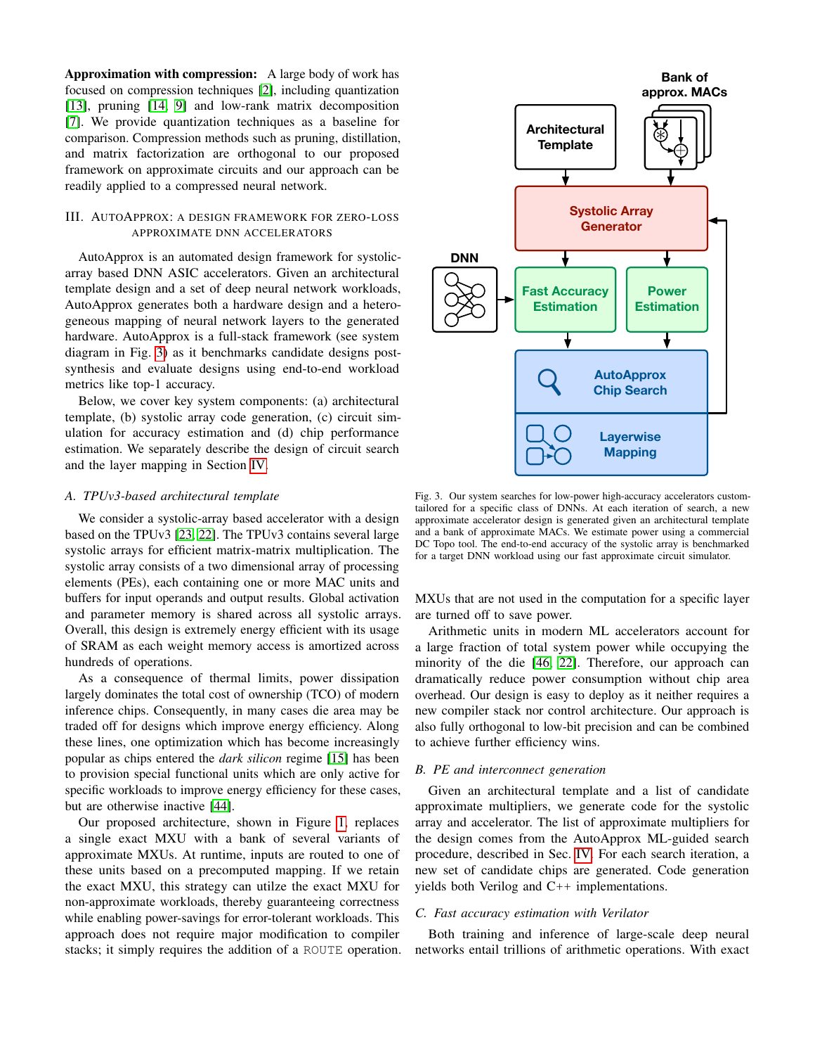**Approximation with compression:** A large body of work has focused on compression techniques [2], including quantization [13], pruning [14, 9] and low-rank matrix decomposition [7]. We provide quantization techniques as a baseline for comparison. Compression methods such as pruning, distillation, and matrix factorization are orthogonal to our proposed framework on approximate circuits and our approach can be readily applied to a compressed neural network.

## III. AutoApprox: A Design Framework for Zero-Loss Approximate DNN Accelerators

AutoApprox is an automated design framework for systolic-array based DNN ASIC accelerators. Given an architectural template design and a set of deep neural network workloads, AutoApprox generates both a hardware design and a heterogeneous mapping of neural network layers to the generated hardware. AutoApprox is a full-stack framework (see system diagram in Fig. 3) as it benchmarks candidate designs post-synthesis and evaluate designs using end-to-end workload metrics like top-1 accuracy.

Below, we cover key system components: (a) architectural template, (b) systolic array code generation, (c) circuit simulation for accuracy estimation and (d) chip performance estimation. We separately describe the design of circuit search and the layer mapping in Section IV.

### A. TPUv3-based architectural template

We consider a systolic-array based accelerator with a design based on the TPUv3 [23, 22]. The TPUv3 contains several large systolic arrays for efficient matrix-matrix multiplication. The systolic array consists of a two dimensional array of processing elements (PEs), each containing one or more MAC units and buffers for input operands and output results. Global activation and parameter memory is shared across all systolic arrays. Overall, this design is extremely energy efficient with its usage of SRAM as each weight memory access is amortized across hundreds of operations.

As a consequence of thermal limits, power dissipation largely dominates the total cost of ownership (TCO) of modern inference chips. Consequently, in many cases die area may be traded off for designs which improve energy efficiency. Along these lines, one optimization which has become increasingly popular as chips entered the *dark silicon* regime [15] has been to provision special functional units which are only active for specific workloads to improve energy efficiency for these cases, but are otherwise inactive [44].

Our proposed architecture, shown in Figure 1, replaces a single exact MXU with a bank of several variants of approximate MXUs. At runtime, inputs are routed to one of these units based on a precomputed mapping. If we retain the exact MXU, this strategy can utilze the exact MXU for non-approximate workloads, thereby guaranteeing correctness while enabling power-savings for error-tolerant workloads. This approach does not require major modification to compiler stacks; it simply requires the addition of a ROUTE operation.

Bank of approx. MACs

Architectural Template

Systolic Array Generator

DNN

Fast Accuracy Estimation

Power Estimation

AutoApprox Chip Search

Layerwise Mapping

Fig. 3. Our system searches for low-power high-accuracy accelerators custom-tailored for a specific class of DNNs. At each iteration of search, a new approximate accelerator design is generated given an architectural template and a bank of approximate MACs. We estimate power using a commercial DC Topo tool. The end-to-end accuracy of the systolic array is benchmarked for a target DNN workload using our fast approximate circuit simulator.

MXUs that are not used in the computation for a specific layer are turned off to save power.

Arithmetic units in modern ML accelerators account for a large fraction of total system power while occupying the minority of the die [46, 22]. Therefore, our approach can dramatically reduce power consumption without chip area overhead. Our design is easy to deploy as it neither requires a new compiler stack nor control architecture. Our approach is also fully orthogonal to low-bit precision and can be combined to achieve further efficiency wins.

### B. PE and interconnect generation

Given an architectural template and a list of candidate approximate multipliers, we generate code for the systolic array and accelerator. The list of approximate multipliers for the design comes from the AutoApprox ML-guided search procedure, described in Sec. IV. For each search iteration, a new set of candidate chips are generated. Code generation yields both Verilog and C++ implementations.

### C. Fast accuracy estimation with Verilator

Both training and inference of large-scale deep neural networks entail trillions of arithmetic operations. With exact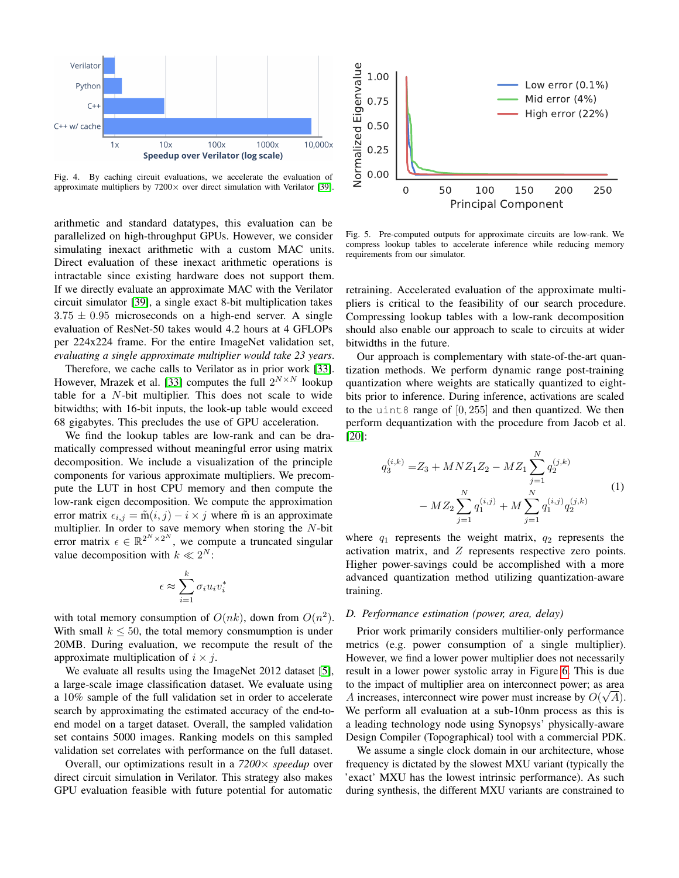Verilator

Python

C++

C++ w/ cache

1x 10x 100x 1000x 10,000x

Speedup over Verilator (log scale)

Fig. 4. By caching circuit evaluations, we accelerate the evaluation of approximate multipliers by 7200× over direct simulation with Verilator [39].

arithmetic and standard datatypes, this evaluation can be parallelized on high-throughput GPUs. However, we consider simulating inexact arithmetic with a custom MAC units. Direct evaluation of these inexact arithmetic operations is intractable since existing hardware does not support them. If we directly evaluate an approximate MAC with the Verilator circuit simulator [39], a single exact 8-bit multiplication takes $3.75 \pm 0.95$ microseconds on a high-end server. A single evaluation of ResNet-50 takes would 4.2 hours at 4 GFLOPs per 224x224 frame. For the entire ImageNet validation set, *evaluating a single approximate multiplier would take 23 years*.

Therefore, we cache calls to Verilator as in prior work [33]. However, Mrazek et al. [33] computes the full $2^{N \times N}$ lookup table for a $N$-bit multiplier. This does not scale to wide bitwidths; with 16-bit inputs, the look-up table would exceed 68 gigabytes. This precludes the use of GPU acceleration.

We find the lookup tables are low-rank and can be dramatically compressed without meaningful error using matrix decomposition. We include a visualization of the principle components for various approximate multipliers. We precompute the LUT in host CPU memory and then compute the low-rank eigen decomposition. We compute the approximation error matrix $\epsilon_{i,j} = \tilde{m}(i,j) - i \times j$ where $\tilde{m}$ is an approximate multiplier. In order to save memory when storing the $N$-bit error matrix $\epsilon \in \mathbb{R}^{2^N \times 2^N}$, we compute a truncated singular value decomposition with $k \ll 2^N$:

$$\epsilon \approx \sum_{i=1}^{k} \sigma_i u_i v_i^*$$

with total memory consumption of $O(nk)$, down from $O(n^2)$. With small $k \leq 50$, the total memory consmumption is under 20MB. During evaluation, we recompute the result of the approximate multiplication of $i \times j$.

We evaluate all results using the ImageNet 2012 dataset [5], a large-scale image classification dataset. We evaluate using a 10% sample of the full validation set in order to accelerate search by approximating the estimated accuracy of the end-to-end model on a target dataset. Overall, the sampled validation set contains 5000 images. Ranking models on this sampled validation set correlates with performance on the full dataset.

Overall, our optimizations result in a *7200× speedup* over direct circuit simulation in Verilator. This strategy also makes GPU evaluation feasible with future potential for automatic

Normalized Eigenvalue

1.00
0.75
0.50
0.25
0.00

0 50 100 150 200 250

Principal Component

Low error (0.1%)
Mid error (4%)
High error (22%)

Fig. 5. Pre-computed outputs for approximate circuits are low-rank. We compress lookup tables to accelerate inference while reducing memory requirements from our simulator.

retraining. Accelerated evaluation of the approximate multipliers is critical to the feasibility of our search procedure. Compressing lookup tables with a low-rank decomposition should also enable our approach to scale to circuits at wider bitwidths in the future.

Our approach is complementary with state-of-the-art quantization methods. We perform dynamic range post-training quantization where weights are statically quantized to eight-bits prior to inference. During inference, activations are scaled to the `uint8` range of $[0, 255]$ and then quantized. We then perform dequantization with the procedure from Jacob et al. [20]:

$$\begin{aligned} q_3^{(i,k)} =& Z_3 + MNZ_1Z_2 - MZ_1 \sum_{j=1}^{N} q_2^{(j,k)} \\ & - MZ_2 \sum_{j=1}^{N} q_1^{(i,j)} + M \sum_{j=1}^{N} q_1^{(i,j)} q_2^{(j,k)} \end{aligned} \tag{1}$$

where $q_1$ represents the weight matrix, $q_2$ represents the activation matrix, and $Z$ represents respective zero points. Higher power-savings could be accomplished with a more advanced quantization method utilizing quantization-aware training.

### D. Performance estimation (power, area, delay)

Prior work primarily considers multilier-only performance metrics (e.g. power consumption of a single multiplier). However, we find a lower power multiplier does not necessarily result in a lower power systolic array in Figure 6. This is due to the impact of multiplier area on interconnect power; as area $A$ increases, interconnect wire power must increase by $O(\sqrt{A})$. We perform all evaluation at a sub-10nm process as this is a leading technology node using Synopsys' physically-aware Design Compiler (Topographical) tool with a commercial PDK.

We assume a single clock domain in our architecture, whose frequency is dictated by the slowest MXU variant (typically the 'exact' MXU has the lowest intrinsic performance). As such during synthesis, the different MXU variants are constrained to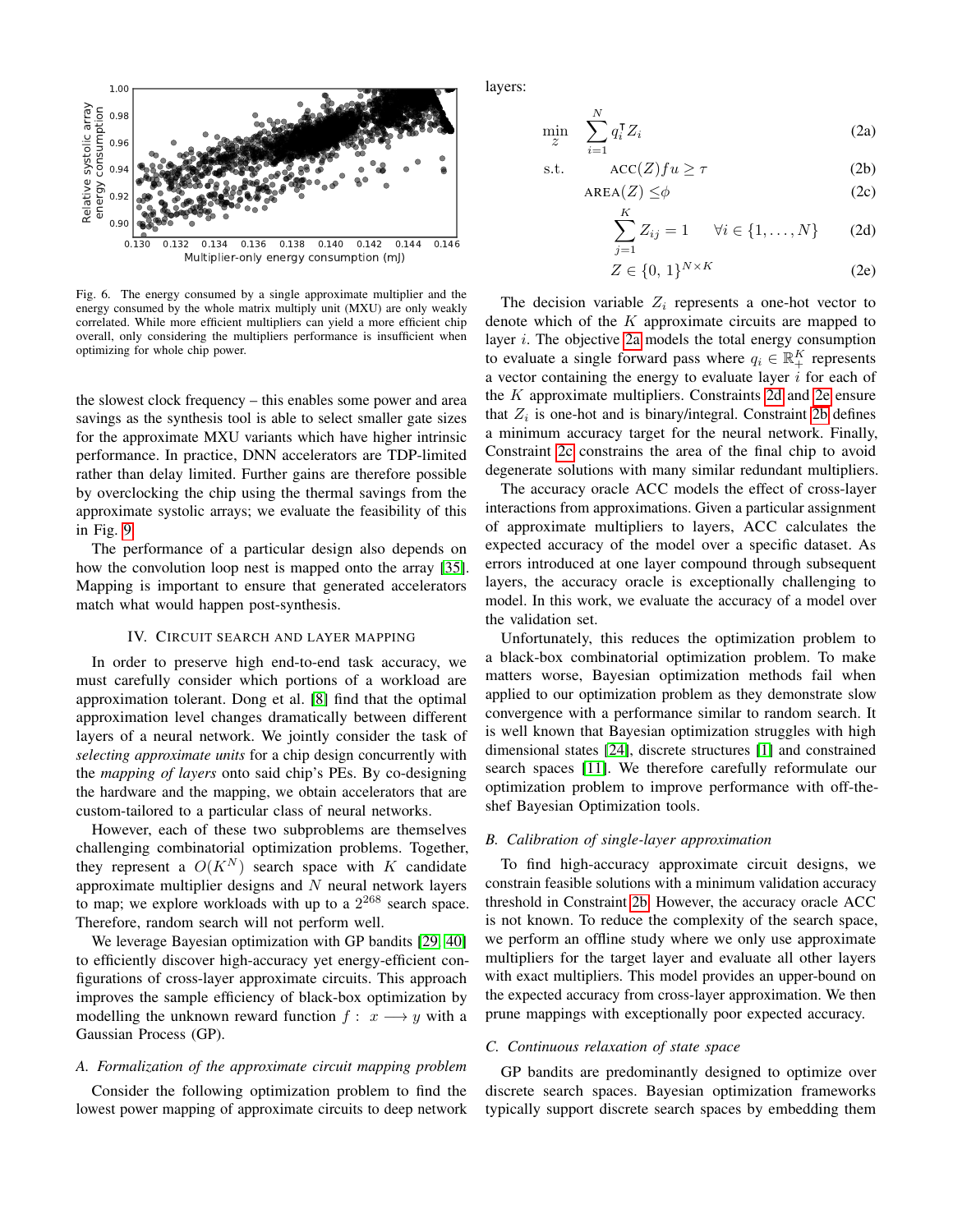1.00
0.98
0.96
0.94
0.92
0.90
Relative systolic array energy consumption
0.130 0.132 0.134 0.136 0.138 0.140 0.142 0.144 0.146
Multiplier-only energy consumption (mJ)

Fig. 6. The energy consumed by a single approximate multiplier and the energy consumed by the whole matrix multiply unit (MXU) are only weakly correlated. While more efficient multipliers can yield a more efficient chip overall, only considering the multipliers performance is insufficient when optimizing for whole chip power.

the slowest clock frequency – this enables some power and area savings as the synthesis tool is able to select smaller gate sizes for the approximate MXU variants which have higher intrinsic performance. In practice, DNN accelerators are TDP-limited rather than delay limited. Further gains are therefore possible by overclocking the chip using the thermal savings from the approximate systolic arrays; we evaluate the feasibility of this in Fig. 9.

The performance of a particular design also depends on how the convolution loop nest is mapped onto the array [35]. Mapping is important to ensure that generated accelerators match what would happen post-synthesis.

## IV. Circuit Search and Layer Mapping

In order to preserve high end-to-end task accuracy, we must carefully consider which portions of a workload are approximation tolerant. Dong et al. [8] find that the optimal approximation level changes dramatically between different layers of a neural network. We jointly consider the task of *selecting approximate units* for a chip design concurrently with the *mapping of layers* onto said chip's PEs. By co-designing the hardware and the mapping, we obtain accelerators that are custom-tailored to a particular class of neural networks.

However, each of these two subproblems are themselves challenging combinatorial optimization problems. Together, they represent a $O(K^N)$ search space with $K$ candidate approximate multiplier designs and $N$ neural network layers to map; we explore workloads with up to a $2^{268}$ search space. Therefore, random search will not perform well.

We leverage Bayesian optimization with GP bandits [29, 40] to efficiently discover high-accuracy yet energy-efficient configurations of cross-layer approximate circuits. This approach improves the sample efficiency of black-box optimization by modelling the unknown reward function $f:\ x \longrightarrow y$ with a Gaussian Process (GP).

### A. Formalization of the approximate circuit mapping problem

Consider the following optimization problem to find the lowest power mapping of approximate circuits to deep network layers:

$$\min_{z} \quad \sum_{i=1}^{N} q_i^{\intercal} Z_i \tag{2a}$$

$$\text{s.t.} \quad \text{ACC}(Z) f u \geq \tau \tag{2b}$$

$$\text{AREA}(Z) \leq \phi \tag{2c}$$

$$\sum_{j=1}^{K} Z_{ij} = 1 \quad \forall i \in \{1, \ldots, N\} \tag{2d}$$

$$Z \in \{0,\, 1\}^{N \times K} \tag{2e}$$

The decision variable $Z_i$ represents a one-hot vector to denote which of the $K$ approximate circuits are mapped to layer $i$. The objective 2a models the total energy consumption to evaluate a single forward pass where $q_i \in \mathbb{R}_+^K$ represents a vector containing the energy to evaluate layer $i$ for each of the $K$ approximate multipliers. Constraints 2d and 2e ensure that $Z_i$ is one-hot and is binary/integral. Constraint 2b defines a minimum accuracy target for the neural network. Finally, Constraint 2c constrains the area of the final chip to avoid degenerate solutions with many similar redundant multipliers.

The accuracy oracle ACC models the effect of cross-layer interactions from approximations. Given a particular assignment of approximate multipliers to layers, ACC calculates the expected accuracy of the model over a specific dataset. As errors introduced at one layer compound through subsequent layers, the accuracy oracle is exceptionally challenging to model. In this work, we evaluate the accuracy of a model over the validation set.

Unfortunately, this reduces the optimization problem to a black-box combinatorial optimization problem. To make matters worse, Bayesian optimization methods fail when applied to our optimization problem as they demonstrate slow convergence with a performance similar to random search. It is well known that Bayesian optimization struggles with high dimensional states [24], discrete structures [1] and constrained search spaces [11]. We therefore carefully reformulate our optimization problem to improve performance with off-the-shef Bayesian Optimization tools.

### B. Calibration of single-layer approximation

To find high-accuracy approximate circuit designs, we constrain feasible solutions with a minimum validation accuracy threshold in Constraint 2b. However, the accuracy oracle ACC is not known. To reduce the complexity of the search space, we perform an offline study where we only use approximate multipliers for the target layer and evaluate all other layers with exact multipliers. This model provides an upper-bound on the expected accuracy from cross-layer approximation. We then prune mappings with exceptionally poor expected accuracy.

### C. Continuous relaxation of state space

GP bandits are predominantly designed to optimize over discrete search spaces. Bayesian optimization frameworks typically support discrete search spaces by embedding them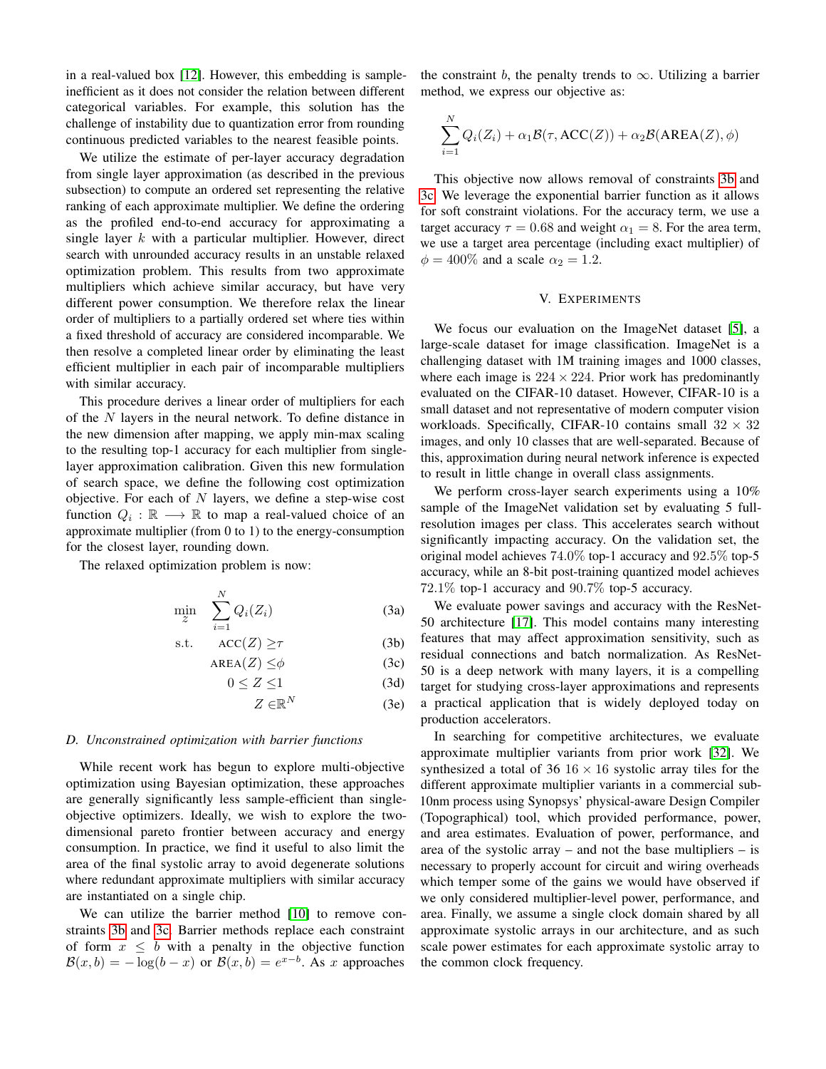in a real-valued box [12]. However, this embedding is sample-inefficient as it does not consider the relation between different categorical variables. For example, this solution has the challenge of instability due to quantization error from rounding continuous predicted variables to the nearest feasible points.

We utilize the estimate of per-layer accuracy degradation from single layer approximation (as described in the previous subsection) to compute an ordered set representing the relative ranking of each approximate multiplier. We define the ordering as the profiled end-to-end accuracy for approximating a single layer $k$ with a particular multiplier. However, direct search with unrounded accuracy results in an unstable relaxed optimization problem. This results from two approximate multipliers which achieve similar accuracy, but have very different power consumption. We therefore relax the linear order of multipliers to a partially ordered set where ties within a fixed threshold of accuracy are considered incomparable. We then resolve a completed linear order by eliminating the least efficient multiplier in each pair of incomparable multipliers with similar accuracy.

This procedure derives a linear order of multipliers for each of the $N$ layers in the neural network. To define distance in the new dimension after mapping, we apply min-max scaling to the resulting top-1 accuracy for each multiplier from single-layer approximation calibration. Given this new formulation of search space, we define the following cost optimization objective. For each of $N$ layers, we define a step-wise cost function $Q_i : \mathbb{R} \longrightarrow \mathbb{R}$ to map a real-valued choice of an approximate multiplier (from 0 to 1) to the energy-consumption for the closest layer, rounding down.

The relaxed optimization problem is now:

$$\min_{z} \quad \sum_{i=1}^{N} Q_i(Z_i) \tag{3a}$$

$$\text{s.t.} \quad \text{ACC}(Z) \geq \tau \tag{3b}$$

$$\text{AREA}(Z) \leq \phi \tag{3c}$$

$$0 \leq Z \leq 1 \tag{3d}$$

$$Z \in \mathbb{R}^N \tag{3e}$$

### D. Unconstrained optimization with barrier functions

While recent work has begun to explore multi-objective optimization using Bayesian optimization, these approaches are generally significantly less sample-efficient than single-objective optimizers. Ideally, we wish to explore the two-dimensional pareto frontier between accuracy and energy consumption. In practice, we find it useful to also limit the area of the final systolic array to avoid degenerate solutions where redundant approximate multipliers with similar accuracy are instantiated on a single chip.

We can utilize the barrier method [10] to remove constraints 3b and 3c. Barrier methods replace each constraint of form $x \leq b$ with a penalty in the objective function $\mathcal{B}(x, b) = -\log(b - x)$ or $\mathcal{B}(x, b) = e^{x-b}$. As $x$ approaches the constraint $b$, the penalty trends to $\infty$. Utilizing a barrier method, we express our objective as:

$$\sum_{i=1}^{N} Q_i(Z_i) + \alpha_1 \mathcal{B}(\tau, \text{ACC}(Z)) + \alpha_2 \mathcal{B}(\text{AREA}(Z), \phi)$$

This objective now allows removal of constraints 3b and 3c. We leverage the exponential barrier function as it allows for soft constraint violations. For the accuracy term, we use a target accuracy $\tau = 0.68$ and weight $\alpha_1 = 8$. For the area term, we use a target area percentage (including exact multiplier) of $\phi = 400\%$ and a scale $\alpha_2 = 1.2$.

## V. Experiments

We focus our evaluation on the ImageNet dataset [5], a large-scale dataset for image classification. ImageNet is a challenging dataset with 1M training images and 1000 classes, where each image is $224 \times 224$. Prior work has predominantly evaluated on the CIFAR-10 dataset. However, CIFAR-10 is a small dataset and not representative of modern computer vision workloads. Specifically, CIFAR-10 contains small $32 \times 32$ images, and only 10 classes that are well-separated. Because of this, approximation during neural network inference is expected to result in little change in overall class assignments.

We perform cross-layer search experiments using a 10% sample of the ImageNet validation set by evaluating 5 full-resolution images per class. This accelerates search without significantly impacting accuracy. On the validation set, the original model achieves 74.0% top-1 accuracy and 92.5% top-5 accuracy, while an 8-bit post-training quantized model achieves 72.1% top-1 accuracy and 90.7% top-5 accuracy.

We evaluate power savings and accuracy with the ResNet-50 architecture [17]. This model contains many interesting features that may affect approximation sensitivity, such as residual connections and batch normalization. As ResNet-50 is a deep network with many layers, it is a compelling target for studying cross-layer approximations and represents a practical application that is widely deployed today on production accelerators.

In searching for competitive architectures, we evaluate approximate multiplier variants from prior work [32]. We synthesized a total of 36 $16 \times 16$ systolic array tiles for the different approximate multiplier variants in a commercial sub-10nm process using Synopsys' physical-aware Design Compiler (Topographical) tool, which provided performance, power, and area estimates. Evaluation of power, performance, and area of the systolic array – and not the base multipliers – is necessary to properly account for circuit and wiring overheads which temper some of the gains we would have observed if we only considered multiplier-level power, performance, and area. Finally, we assume a single clock domain shared by all approximate systolic arrays in our architecture, and as such scale power estimates for each approximate systolic array to the common clock frequency.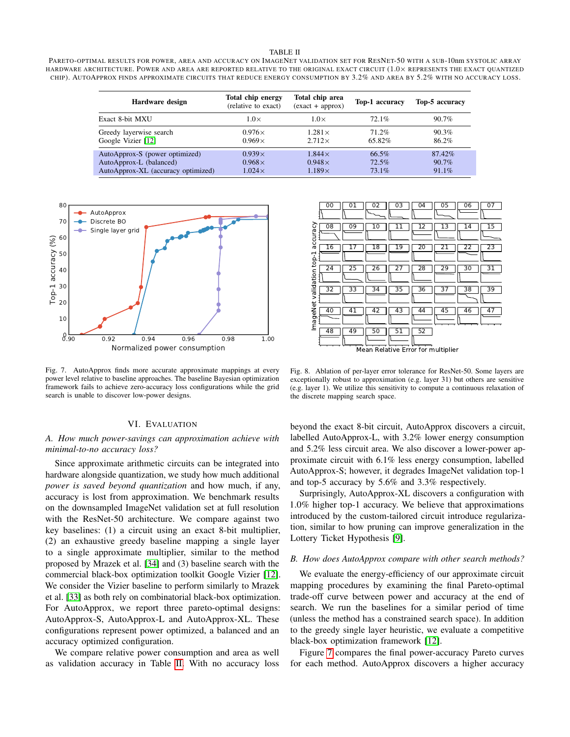TABLE II

PARETO-OPTIMAL RESULTS FOR POWER, AREA AND ACCURACY ON IMAGENET VALIDATION SET FOR RESNET-50 WITH A SUB-10NM SYSTOLIC ARRAY HARDWARE ARCHITECTURE. POWER AND AREA ARE REPORTED RELATIVE TO THE ORIGINAL EXACT CIRCUIT (1.0× REPRESENTS THE EXACT QUANTIZED CHIP). AUTOAPPROX FINDS APPROXIMATE CIRCUITS THAT REDUCE ENERGY CONSUMPTION BY 3.2% AND AREA BY 5.2% WITH NO ACCURACY LOSS.

| Hardware design | Total chip energy (relative to exact) | Total chip area (exact + approx) | Top-1 accuracy | Top-5 accuracy |
|---|---|---|---|---|
| Exact 8-bit MXU | 1.0× | 1.0× | 72.1% | 90.7% |
| Greedy layerwise search | 0.976× | 1.281× | 71.2% | 90.3% |
| Google Vizier [12] | 0.969× | 2.712× | 65.82% | 86.2% |
| AutoApprox-S (power optimized) | 0.939× | 1.844× | 66.5% | 87.42% |
| AutoApprox-L (balanced) | 0.968× | 0.948× | 72.5% | 90.7% |
| AutoApprox-XL (accuracy optimized) | 1.024× | 1.189× | 73.1% | 91.1% |

AutoApprox
Discrete BO
Single layer grid
Top-1 accuracy (%)
Normalized power consumption
0.90 0.92 0.94 0.96 0.98 1.00
0 10 20 30 40 50 60 70 80

Fig. 7. AutoApprox finds more accurate approximate mappings at every power level relative to baseline approaches. The baseline Bayesian optimization framework fails to achieve zero-accuracy loss configurations while the grid search is unable to discover low-power designs.

ImageNet validation top-1 accuracy
Mean Relative Error for multiplier
00 01 02 03 04 05 06 07 08 09 10 11 12 13 14 15 16 17 18 19 20 21 22 23 24 25 26 27 28 29 30 31 32 33 34 35 36 37 38 39 40 41 42 43 44 45 46 47 48 49 50 51 52

Fig. 8. Ablation of per-layer error tolerance for ResNet-50. Some layers are exceptionally robust to approximation (e.g. layer 31) but others are sensitive (e.g. layer 1). We utilize this sensitivity to compute a continuous relaxation of the discrete mapping search space.

## VI. EVALUATION

### A. How much power-savings can approximation achieve with minimal-to-no accuracy loss?

Since approximate arithmetic circuits can be integrated into hardware alongside quantization, we study how much additional *power is saved beyond quantization* and how much, if any, accuracy is lost from approximation. We benchmark results on the downsampled ImageNet validation set at full resolution with the ResNet-50 architecture. We compare against two key baselines: (1) a circuit using an exact 8-bit multiplier, (2) an exhaustive greedy baseline mapping a single layer to a single approximate multiplier, similar to the method proposed by Mrazek et al. [34] and (3) baseline search with the commercial black-box optimization toolkit Google Vizier [12]. We consider the Vizier baseline to perform similarly to Mrazek et al. [33] as both rely on combinatorial black-box optimization. For AutoApprox, we report three pareto-optimal designs: AutoApprox-S, AutoApprox-L and AutoApprox-XL. These configurations represent power optimized, a balanced and an accuracy optimized configuration.

We compare relative power consumption and area as well as validation accuracy in Table II. With no accuracy loss beyond the exact 8-bit circuit, AutoApprox discovers a circuit, labelled AutoApprox-L, with 3.2% lower energy consumption and 5.2% less circuit area. We also discover a lower-power approximate circuit with 6.1% less energy consumption, labelled AutoApprox-S; however, it degrades ImageNet validation top-1 and top-5 accuracy by 5.6% and 3.3% respectively.

Surprisingly, AutoApprox-XL discovers a configuration with 1.0% higher top-1 accuracy. We believe that approximations introduced by the custom-tailored circuit introduce regularization, similar to how pruning can improve generalization in the Lottery Ticket Hypothesis [9].

### B. How does AutoApprox compare with other search methods?

We evaluate the energy-efficiency of our approximate circuit mapping procedures by examining the final Pareto-optimal trade-off curve between power and accuracy at the end of search. We run the baselines for a similar period of time (unless the method has a constrained search space). In addition to the greedy single layer heuristic, we evaluate a competitive black-box optimization framework [12].

Figure 7 compares the final power-accuracy Pareto curves for each method. AutoApprox discovers a higher accuracy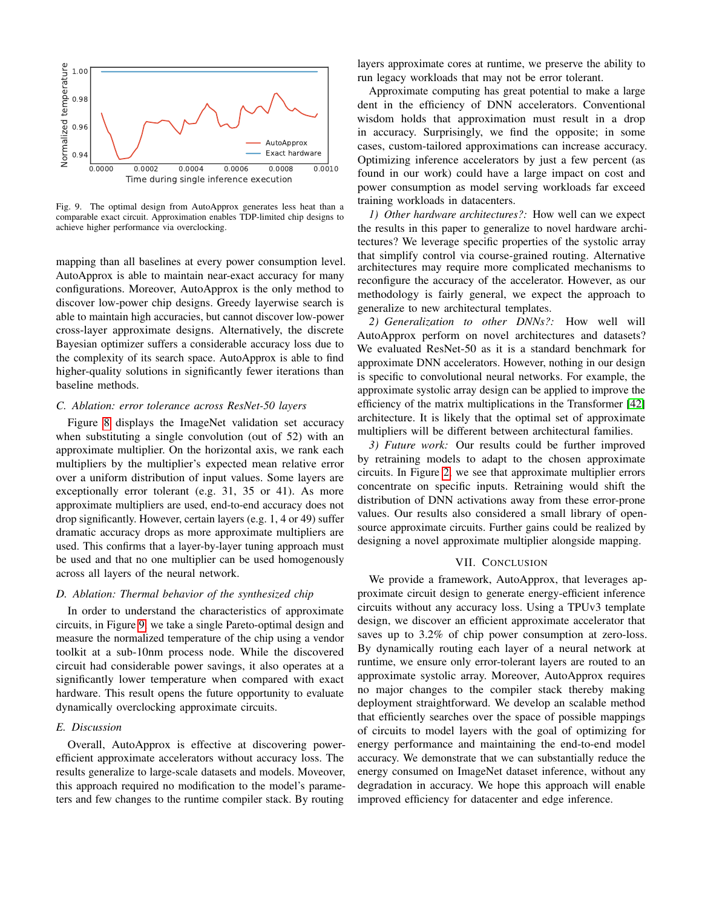Normalized temperature
1.00
0.98
0.96
0.94
0.0000
0.0002
0.0004
0.0006
0.0008
0.0010
Time during single inference execution
AutoApprox
Exact hardware

Fig. 9. The optimal design from AutoApprox generates less heat than a comparable exact circuit. Approximation enables TDP-limited chip designs to achieve higher performance via overclocking.

mapping than all baselines at every power consumption level. AutoApprox is able to maintain near-exact accuracy for many configurations. Moreover, AutoApprox is the only method to discover low-power chip designs. Greedy layerwise search is able to maintain high accuracies, but cannot discover low-power cross-layer approximate designs. Alternatively, the discrete Bayesian optimizer suffers a considerable accuracy loss due to the complexity of its search space. AutoApprox is able to find higher-quality solutions in significantly fewer iterations than baseline methods.

### *C. Ablation: error tolerance across ResNet-50 layers*

Figure 8 displays the ImageNet validation set accuracy when substituting a single convolution (out of 52) with an approximate multiplier. On the horizontal axis, we rank each multipliers by the multiplier's expected mean relative error over a uniform distribution of input values. Some layers are exceptionally error tolerant (e.g. 31, 35 or 41). As more approximate multipliers are used, end-to-end accuracy does not drop significantly. However, certain layers (e.g. 1, 4 or 49) suffer dramatic accuracy drops as more approximate multipliers are used. This confirms that a layer-by-layer tuning approach must be used and that no one multiplier can be used homogenously across all layers of the neural network.

### *D. Ablation: Thermal behavior of the synthesized chip*

In order to understand the characteristics of approximate circuits, in Figure 9, we take a single Pareto-optimal design and measure the normalized temperature of the chip using a vendor toolkit at a sub-10nm process node. While the discovered circuit had considerable power savings, it also operates at a significantly lower temperature when compared with exact hardware. This result opens the future opportunity to evaluate dynamically overclocking approximate circuits.

### *E. Discussion*

Overall, AutoApprox is effective at discovering power-efficient approximate accelerators without accuracy loss. The results generalize to large-scale datasets and models. Moveover, this approach required no modification to the model's parameters and few changes to the runtime compiler stack. By routing layers approximate cores at runtime, we preserve the ability to run legacy workloads that may not be error tolerant.

Approximate computing has great potential to make a large dent in the efficiency of DNN accelerators. Conventional wisdom holds that approximation must result in a drop in accuracy. Surprisingly, we find the opposite; in some cases, custom-tailored approximations can increase accuracy. Optimizing inference accelerators by just a few percent (as found in our work) could have a large impact on cost and power consumption as model serving workloads far exceed training workloads in datacenters.

*1) Other hardware architectures?:* How well can we expect the results in this paper to generalize to novel hardware architectures? We leverage specific properties of the systolic array that simplify control via course-grained routing. Alternative architectures may require more complicated mechanisms to reconfigure the accuracy of the accelerator. However, as our methodology is fairly general, we expect the approach to generalize to new architectural templates.

*2) Generalization to other DNNs?:* How well will AutoApprox perform on novel architectures and datasets? We evaluated ResNet-50 as it is a standard benchmark for approximate DNN accelerators. However, nothing in our design is specific to convolutional neural networks. For example, the approximate systolic array design can be applied to improve the efficiency of the matrix multiplications in the Transformer [42] architecture. It is likely that the optimal set of approximate multipliers will be different between architectural families.

*3) Future work:* Our results could be further improved by retraining models to adapt to the chosen approximate circuits. In Figure 2, we see that approximate multiplier errors concentrate on specific inputs. Retraining would shift the distribution of DNN activations away from these error-prone values. Our results also considered a small library of open-source approximate circuits. Further gains could be realized by designing a novel approximate multiplier alongside mapping.

## VII. Conclusion

We provide a framework, AutoApprox, that leverages approximate circuit design to generate energy-efficient inference circuits without any accuracy loss. Using a TPUv3 template design, we discover an efficient approximate accelerator that saves up to 3.2% of chip power consumption at zero-loss. By dynamically routing each layer of a neural network at runtime, we ensure only error-tolerant layers are routed to an approximate systolic array. Moreover, AutoApprox requires no major changes to the compiler stack thereby making deployment straightforward. We develop an scalable method that efficiently searches over the space of possible mappings of circuits to model layers with the goal of optimizing for energy performance and maintaining the end-to-end model accuracy. We demonstrate that we can substantially reduce the energy consumed on ImageNet dataset inference, without any degradation in accuracy. We hope this approach will enable improved efficiency for datacenter and edge inference.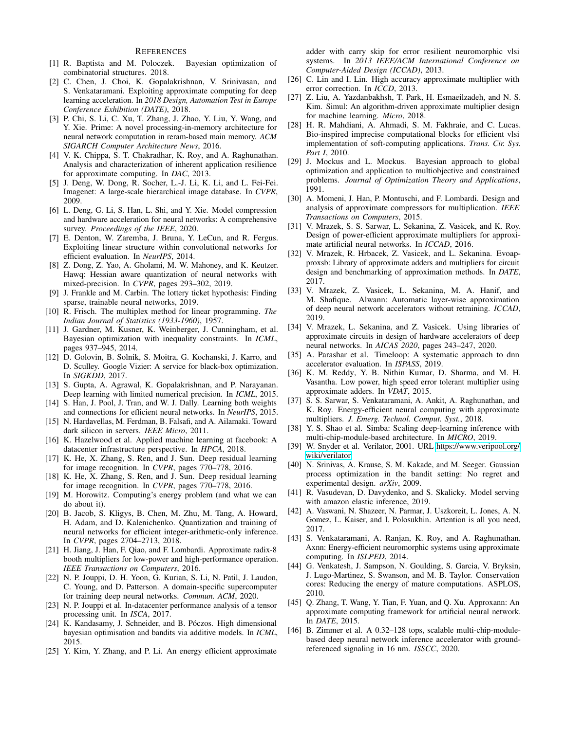## References

[1] R. Baptista and M. Poloczek. Bayesian optimization of combinatorial structures. 2018.

[2] C. Chen, J. Choi, K. Gopalakrishnan, V. Srinivasan, and S. Venkataramani. Exploiting approximate computing for deep learning acceleration. In *2018 Design, Automation Test in Europe Conference Exhibition (DATE)*, 2018.

[3] P. Chi, S. Li, C. Xu, T. Zhang, J. Zhao, Y. Liu, Y. Wang, and Y. Xie. Prime: A novel processing-in-memory architecture for neural network computation in reram-based main memory. *ACM SIGARCH Computer Architecture News*, 2016.

[4] V. K. Chippa, S. T. Chakradhar, K. Roy, and A. Raghunathan. Analysis and characterization of inherent application resilience for approximate computing. In *DAC*, 2013.

[5] J. Deng, W. Dong, R. Socher, L.-J. Li, K. Li, and L. Fei-Fei. Imagenet: A large-scale hierarchical image database. In *CVPR*, 2009.

[6] L. Deng, G. Li, S. Han, L. Shi, and Y. Xie. Model compression and hardware acceleration for neural networks: A comprehensive survey. *Proceedings of the IEEE*, 2020.

[7] E. Denton, W. Zaremba, J. Bruna, Y. LeCun, and R. Fergus. Exploiting linear structure within convolutional networks for efficient evaluation. In *NeurIPS*, 2014.

[8] Z. Dong, Z. Yao, A. Gholami, M. W. Mahoney, and K. Keutzer. Hawq: Hessian aware quantization of neural networks with mixed-precision. In *CVPR*, pages 293–302, 2019.

[9] J. Frankle and M. Carbin. The lottery ticket hypothesis: Finding sparse, trainable neural networks, 2019.

[10] R. Frisch. The multiplex method for linear programming. *The Indian Journal of Statistics (1933-1960)*, 1957.

[11] J. Gardner, M. Kusner, K. Weinberger, J. Cunningham, et al. Bayesian optimization with inequality constraints. In *ICML*, pages 937–945, 2014.

[12] D. Golovin, B. Solnik, S. Moitra, G. Kochanski, J. Karro, and D. Sculley. Google Vizier: A service for black-box optimization. In *SIGKDD*, 2017.

[13] S. Gupta, A. Agrawal, K. Gopalakrishnan, and P. Narayanan. Deep learning with limited numerical precision. In *ICML*, 2015.

[14] S. Han, J. Pool, J. Tran, and W. J. Dally. Learning both weights and connections for efficient neural networks. In *NeurIPS*, 2015.

[15] N. Hardavellas, M. Ferdman, B. Falsafi, and A. Ailamaki. Toward dark silicon in servers. *IEEE Micro*, 2011.

[16] K. Hazelwood et al. Applied machine learning at facebook: A datacenter infrastructure perspective. In *HPCA*, 2018.

[17] K. He, X. Zhang, S. Ren, and J. Sun. Deep residual learning for image recognition. In *CVPR*, pages 770–778, 2016.

[18] K. He, X. Zhang, S. Ren, and J. Sun. Deep residual learning for image recognition. In *CVPR*, pages 770–778, 2016.

[19] M. Horowitz. Computing's energy problem (and what we can do about it).

[20] B. Jacob, S. Kligys, B. Chen, M. Zhu, M. Tang, A. Howard, H. Adam, and D. Kalenichenko. Quantization and training of neural networks for efficient integer-arithmetic-only inference. In *CVPR*, pages 2704–2713, 2018.

[21] H. Jiang, J. Han, F. Qiao, and F. Lombardi. Approximate radix-8 booth multipliers for low-power and high-performance operation. *IEEE Transactions on Computers*, 2016.

[22] N. P. Jouppi, D. H. Yoon, G. Kurian, S. Li, N. Patil, J. Laudon, C. Young, and D. Patterson. A domain-specific supercomputer for training deep neural networks. *Commun. ACM*, 2020.

[23] N. P. Jouppi et al. In-datacenter performance analysis of a tensor processing unit. In *ISCA*, 2017.

[24] K. Kandasamy, J. Schneider, and B. Póczos. High dimensional bayesian optimisation and bandits via additive models. In *ICML*, 2015.

[25] Y. Kim, Y. Zhang, and P. Li. An energy efficient approximate adder with carry skip for error resilient neuromorphic vlsi systems. In *2013 IEEE/ACM International Conference on Computer-Aided Design (ICCAD)*, 2013.

[26] C. Lin and I. Lin. High accuracy approximate multiplier with error correction. In *ICCD*, 2013.

[27] Z. Liu, A. Yazdanbakhsh, T. Park, H. Esmaeilzadeh, and N. S. Kim. Simul: An algorithm-driven approximate multiplier design for machine learning. *Micro*, 2018.

[28] H. R. Mahdiani, A. Ahmadi, S. M. Fakhraie, and C. Lucas. Bio-inspired imprecise computational blocks for efficient vlsi implementation of soft-computing applications. *Trans. Cir. Sys. Part I*, 2010.

[29] J. Mockus and L. Mockus. Bayesian approach to global optimization and application to multiobjective and constrained problems. *Journal of Optimization Theory and Applications*, 1991.

[30] A. Momeni, J. Han, P. Montuschi, and F. Lombardi. Design and analysis of approximate compressors for multiplication. *IEEE Transactions on Computers*, 2015.

[31] V. Mrazek, S. S. Sarwar, L. Sekanina, Z. Vasicek, and K. Roy. Design of power-efficient approximate multipliers for approximate artificial neural networks. In *ICCAD*, 2016.

[32] V. Mrazek, R. Hrbacek, Z. Vasicek, and L. Sekanina. Evoapproxsb: Library of approximate adders and multipliers for circuit design and benchmarking of approximation methods. In *DATE*, 2017.

[33] V. Mrazek, Z. Vasicek, L. Sekanina, M. A. Hanif, and M. Shafique. Alwann: Automatic layer-wise approximation of deep neural network accelerators without retraining. *ICCAD*, 2019.

[34] V. Mrazek, L. Sekanina, and Z. Vasicek. Using libraries of approximate circuits in design of hardware accelerators of deep neural networks. In *AICAS 2020*, pages 243–247, 2020.

[35] A. Parashar et al. Timeloop: A systematic approach to dnn accelerator evaluation. In *ISPASS*, 2019.

[36] K. M. Reddy, Y. B. Nithin Kumar, D. Sharma, and M. H. Vasantha. Low power, high speed error tolerant multiplier using approximate adders. In *VDAT*, 2015.

[37] S. S. Sarwar, S. Venkataramani, A. Ankit, A. Raghunathan, and K. Roy. Energy-efficient neural computing with approximate multipliers. *J. Emerg. Technol. Comput. Syst.*, 2018.

[38] Y. S. Shao et al. Simba: Scaling deep-learning inference with multi-chip-module-based architecture. In *MICRO*, 2019.

[39] W. Snyder et al. Verilator, 2001. URL https://www.veripool.org/wiki/verilator.

[40] N. Srinivas, A. Krause, S. M. Kakade, and M. Seeger. Gaussian process optimization in the bandit setting: No regret and experimental design. *arXiv*, 2009.

[41] R. Vasudevan, D. Davydenko, and S. Skalicky. Model serving with amazon elastic inference, 2019.

[42] A. Vaswani, N. Shazeer, N. Parmar, J. Uszkoreit, L. Jones, A. N. Gomez, L. Kaiser, and I. Polosukhin. Attention is all you need, 2017.

[43] S. Venkataramani, A. Ranjan, K. Roy, and A. Raghunathan. Axnn: Energy-efficient neuromorphic systems using approximate computing. In *ISLPED*, 2014.

[44] G. Venkatesh, J. Sampson, N. Goulding, S. Garcia, V. Bryksin, J. Lugo-Martinez, S. Swanson, and M. B. Taylor. Conservation cores: Reducing the energy of mature computations. ASPLOS, 2010.

[45] Q. Zhang, T. Wang, Y. Tian, F. Yuan, and Q. Xu. Approxann: An approximate computing framework for artificial neural network. In *DATE*, 2015.

[46] B. Zimmer et al. A 0.32–128 tops, scalable multi-chip-module-based deep neural network inference accelerator with ground-referenced signaling in 16 nm. *ISSCC*, 2020.